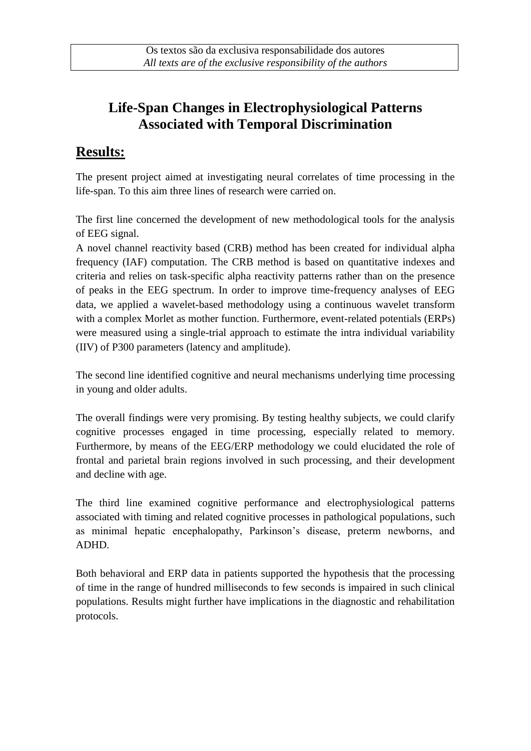Os textos são da exclusiva responsabilidade dos autores
*All texts are of the exclusive responsibility of the authors*

# Life-Span Changes in Electrophysiological Patterns Associated with Temporal Discrimination

## Results:

The present project aimed at investigating neural correlates of time processing in the life-span. To this aim three lines of research were carried on.

The first line concerned the development of new methodological tools for the analysis of EEG signal.

A novel channel reactivity based (CRB) method has been created for individual alpha frequency (IAF) computation. The CRB method is based on quantitative indexes and criteria and relies on task-specific alpha reactivity patterns rather than on the presence of peaks in the EEG spectrum. In order to improve time-frequency analyses of EEG data, we applied a wavelet-based methodology using a continuous wavelet transform with a complex Morlet as mother function. Furthermore, event-related potentials (ERPs) were measured using a single-trial approach to estimate the intra individual variability (IIV) of P300 parameters (latency and amplitude).

The second line identified cognitive and neural mechanisms underlying time processing in young and older adults.

The overall findings were very promising. By testing healthy subjects, we could clarify cognitive processes engaged in time processing, especially related to memory. Furthermore, by means of the EEG/ERP methodology we could elucidated the role of frontal and parietal brain regions involved in such processing, and their development and decline with age.

The third line examined cognitive performance and electrophysiological patterns associated with timing and related cognitive processes in pathological populations, such as minimal hepatic encephalopathy, Parkinson's disease, preterm newborns, and ADHD.

Both behavioral and ERP data in patients supported the hypothesis that the processing of time in the range of hundred milliseconds to few seconds is impaired in such clinical populations. Results might further have implications in the diagnostic and rehabilitation protocols.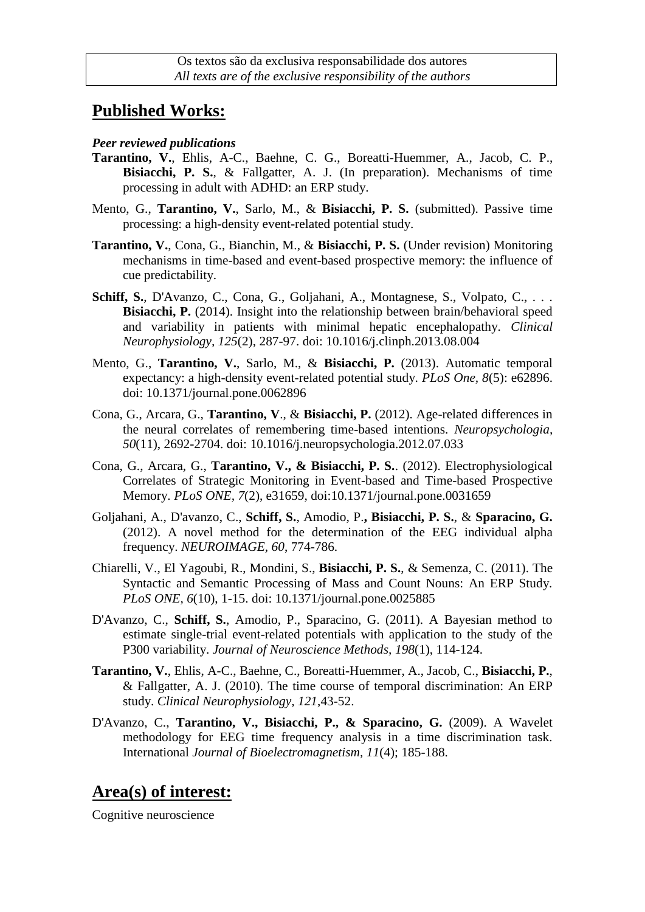Os textos são da exclusiva responsabilidade dos autores
*All texts are of the exclusive responsibility of the authors*

## Published Works:

***Peer reviewed publications***

**Tarantino, V.**, Ehlis, A-C., Baehne, C. G., Boreatti-Huemmer, A., Jacob, C. P., **Bisiacchi, P. S.**, & Fallgatter, A. J. (In preparation). Mechanisms of time processing in adult with ADHD: an ERP study.

Mento, G., **Tarantino, V.**, Sarlo, M., & **Bisiacchi, P. S.** (submitted). Passive time processing: a high-density event-related potential study.

**Tarantino, V.**, Cona, G., Bianchin, M., & **Bisiacchi, P. S.** (Under revision) Monitoring mechanisms in time-based and event-based prospective memory: the influence of cue predictability.

**Schiff, S.**, D'Avanzo, C., Cona, G., Goljahani, A., Montagnese, S., Volpato, C., . . . **Bisiacchi, P.** (2014). Insight into the relationship between brain/behavioral speed and variability in patients with minimal hepatic encephalopathy. *Clinical Neurophysiology, 125*(2), 287-97. doi: 10.1016/j.clinph.2013.08.004

Mento, G., **Tarantino, V.**, Sarlo, M., & **Bisiacchi, P.** (2013). Automatic temporal expectancy: a high-density event-related potential study. *PLoS One, 8*(5): e62896. doi: 10.1371/journal.pone.0062896

Cona, G., Arcara, G., **Tarantino, V**., & **Bisiacchi, P.** (2012). Age-related differences in the neural correlates of remembering time-based intentions. *Neuropsychologia, 50*(11), 2692-2704. doi: 10.1016/j.neuropsychologia.2012.07.033

Cona, G., Arcara, G., **Tarantino, V., & Bisiacchi, P. S.**. (2012). Electrophysiological Correlates of Strategic Monitoring in Event-based and Time-based Prospective Memory. *PLoS ONE, 7*(2), e31659, doi:10.1371/journal.pone.0031659

Goljahani, A., D'avanzo, C., **Schiff, S.**, Amodio, P.**, Bisiacchi, P. S.**, & **Sparacino, G.** (2012). A novel method for the determination of the EEG individual alpha frequency. *NEUROIMAGE, 60*, 774-786.

Chiarelli, V., El Yagoubi, R., Mondini, S., **Bisiacchi, P. S.**, & Semenza, C. (2011). The Syntactic and Semantic Processing of Mass and Count Nouns: An ERP Study. *PLoS ONE, 6*(10), 1-15. doi: 10.1371/journal.pone.0025885

D'Avanzo, C., **Schiff, S.**, Amodio, P., Sparacino, G. (2011). A Bayesian method to estimate single-trial event-related potentials with application to the study of the P300 variability. *Journal of Neuroscience Methods, 198*(1), 114-124.

**Tarantino, V.**, Ehlis, A-C., Baehne, C., Boreatti-Huemmer, A., Jacob, C., **Bisiacchi, P.**, & Fallgatter, A. J. (2010). The time course of temporal discrimination: An ERP study. *Clinical Neurophysiology, 121*,43-52.

D'Avanzo, C., **Tarantino, V., Bisiacchi, P., & Sparacino, G.** (2009). A Wavelet methodology for EEG time frequency analysis in a time discrimination task. International *Journal of Bioelectromagnetism, 11*(4); 185-188.

## Area(s) of interest:

Cognitive neuroscience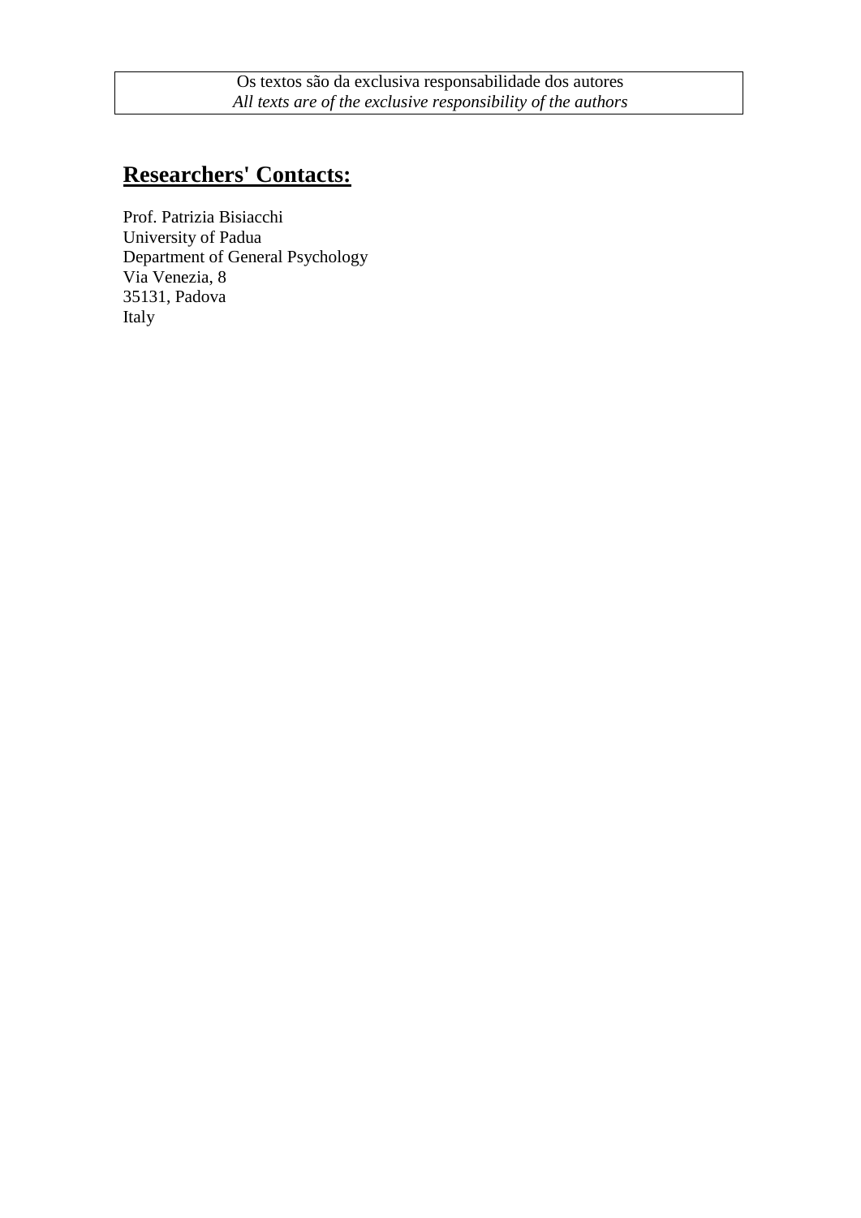Os textos são da exclusiva responsabilidade dos autores
*All texts are of the exclusive responsibility of the authors*

## Researchers' Contacts:

Prof. Patrizia Bisiacchi
University of Padua
Department of General Psychology
Via Venezia, 8
35131, Padova
Italy